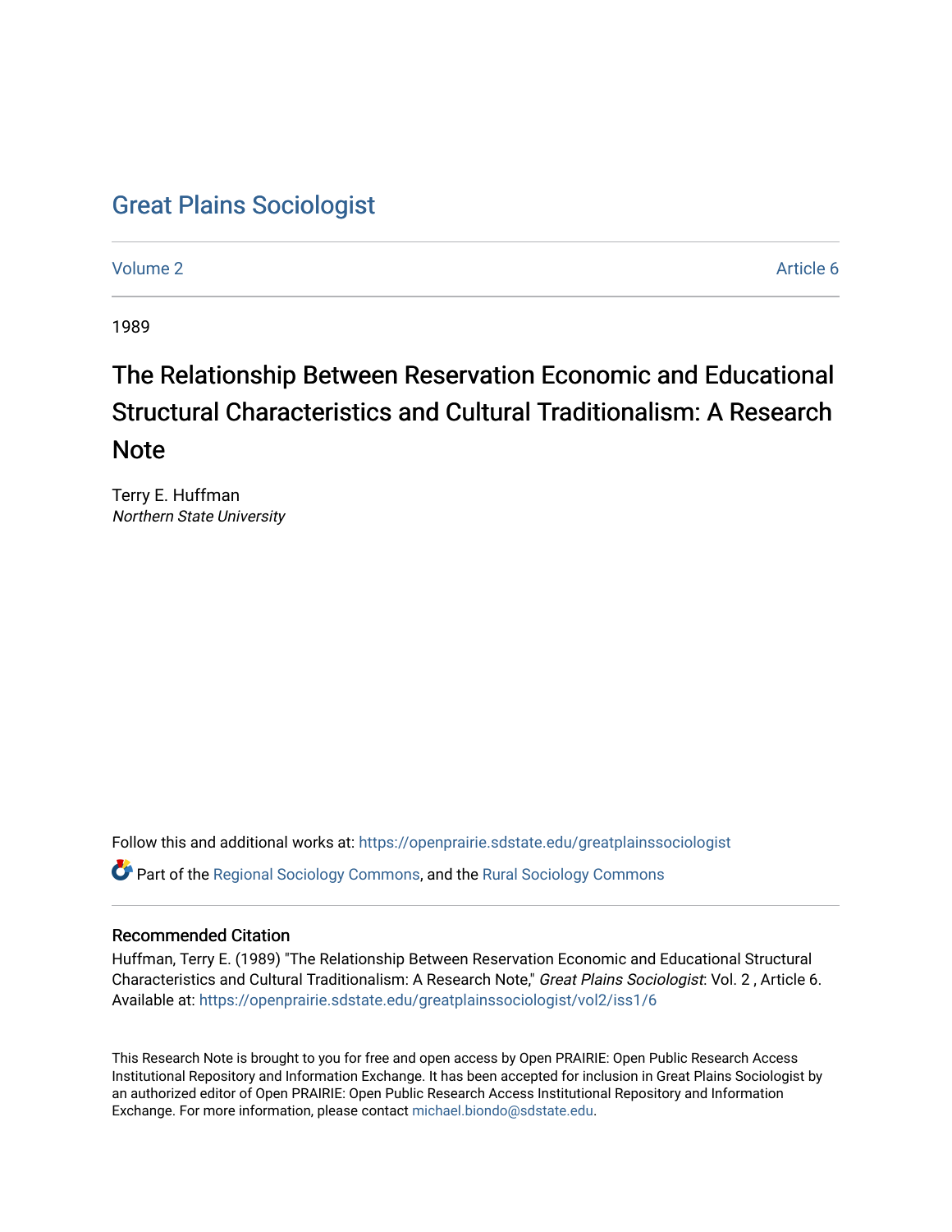# Great Plains Sociologist

Volume 2 | Article 6

1989

## The Relationship Between Reservation Economic and Educational Structural Characteristics and Cultural Traditionalism: A Research Note

Terry E. Huffman
*Northern State University*

Follow this and additional works at: https://openprairie.sdstate.edu/greatplainssociologist

Part of the Regional Sociology Commons, and the Rural Sociology Commons

### Recommended Citation

Huffman, Terry E. (1989) "The Relationship Between Reservation Economic and Educational Structural Characteristics and Cultural Traditionalism: A Research Note," *Great Plains Sociologist*: Vol. 2 , Article 6.
Available at: https://openprairie.sdstate.edu/greatplainssociologist/vol2/iss1/6

This Research Note is brought to you for free and open access by Open PRAIRIE: Open Public Research Access Institutional Repository and Information Exchange. It has been accepted for inclusion in Great Plains Sociologist by an authorized editor of Open PRAIRIE: Open Public Research Access Institutional Repository and Information Exchange. For more information, please contact michael.biondo@sdstate.edu.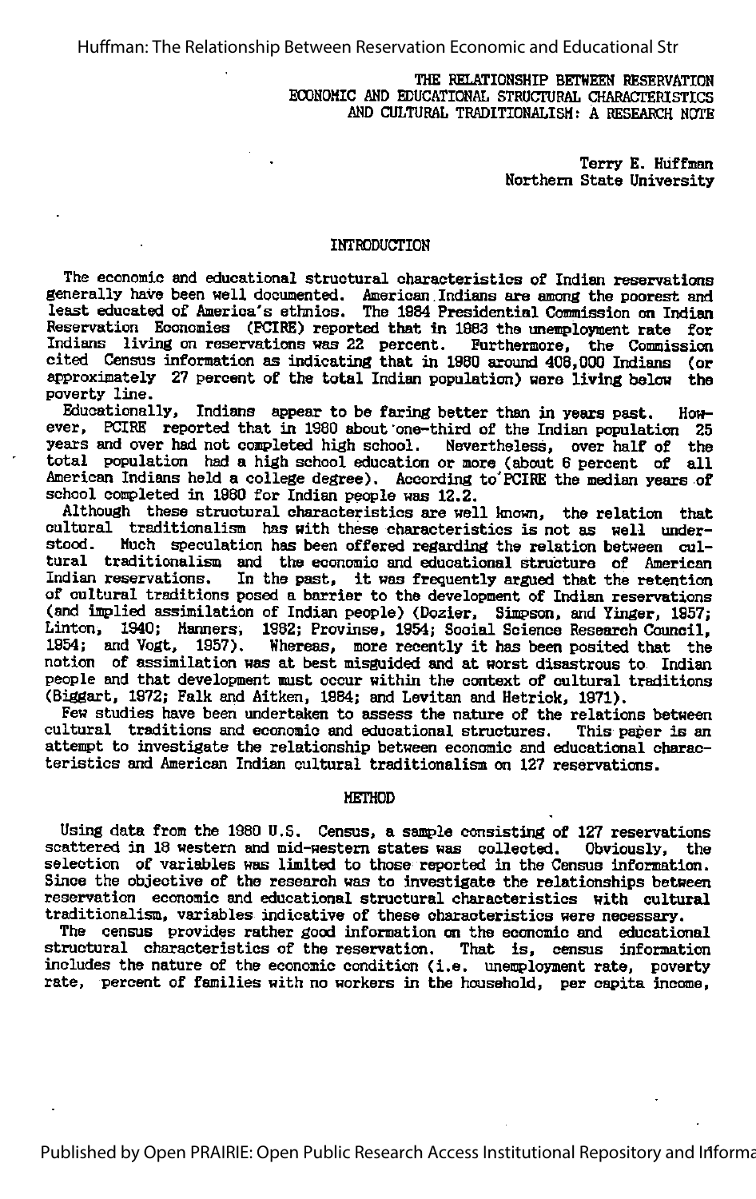# THE RELATIONSHIP BETWEEN RESERVATION ECONOMIC AND EDUCATIONAL STRUCTURAL CHARACTERISTICS AND CULTURAL TRADITIONALISM: A RESEARCH NOTE

Terry E. Huffman
Northern State University

## INTRODUCTION

The economic and educational structural characteristics of Indian reservations generally have been well documented. American Indians are among the poorest and least educated of America's ethnics. The 1984 Presidential Commission on Indian Reservation Economies (PCIRE) reported that in 1983 the unemployment rate for Indians living on reservations was 22 percent. Furthermore, the Commission cited Census information as indicating that in 1980 around 408,000 Indians (or approximately 27 percent of the total Indian population) were living below the poverty line.

Educationally, Indians appear to be faring better than in years past. However, PCIRE reported that in 1980 about one-third of the Indian population 25 years and over had not completed high school. Nevertheless, over half of the total population had a high school education or more (about 6 percent of all American Indians held a college degree). According to PCIRE the median years of school completed in 1980 for Indian people was 12.2.

Although these structural characteristics are well known, the relation that cultural traditionalism has with these characteristics is not as well understood. Much speculation has been offered regarding the relation between cultural traditionalism and the economic and educational structure of American Indian reservations. In the past, it was frequently argued that the retention of cultural traditions posed a barrier to the development of Indian reservations (and implied assimilation of Indian people) (Dozier, Simpson, and Yinger, 1957; Linton, 1940; Manners, 1962; Province, 1954; Social Science Research Council, 1954; and Vogt, 1957). Whereas, more recently it has been posited that the notion of assimilation was at best misguided and at worst disastrous to Indian people and that development must occur within the context of cultural traditions (Biggart, 1972; Falk and Aitken, 1984; and Levitan and Hetrick, 1971).

Few studies have been undertaken to assess the nature of the relations between cultural traditions and economic and educational structures. This paper is an attempt to investigate the relationship between economic and educational characteristics and American Indian cultural traditionalism on 127 reservations.

## METHOD

Using data from the 1980 U.S. Census, a sample consisting of 127 reservations scattered in 18 western and mid-western states was collected. Obviously, the selection of variables was limited to those reported in the Census information. Since the objective of the research was to investigate the relationships between reservation economic and educational structural characteristics with cultural traditionalism, variables indicative of these characteristics were necessary.

The census provides rather good information on the economic and educational structural characteristics of the reservation. That is, census information includes the nature of the economic condition (i.e. unemployment rate, poverty rate, percent of families with no workers in the household, per capita income,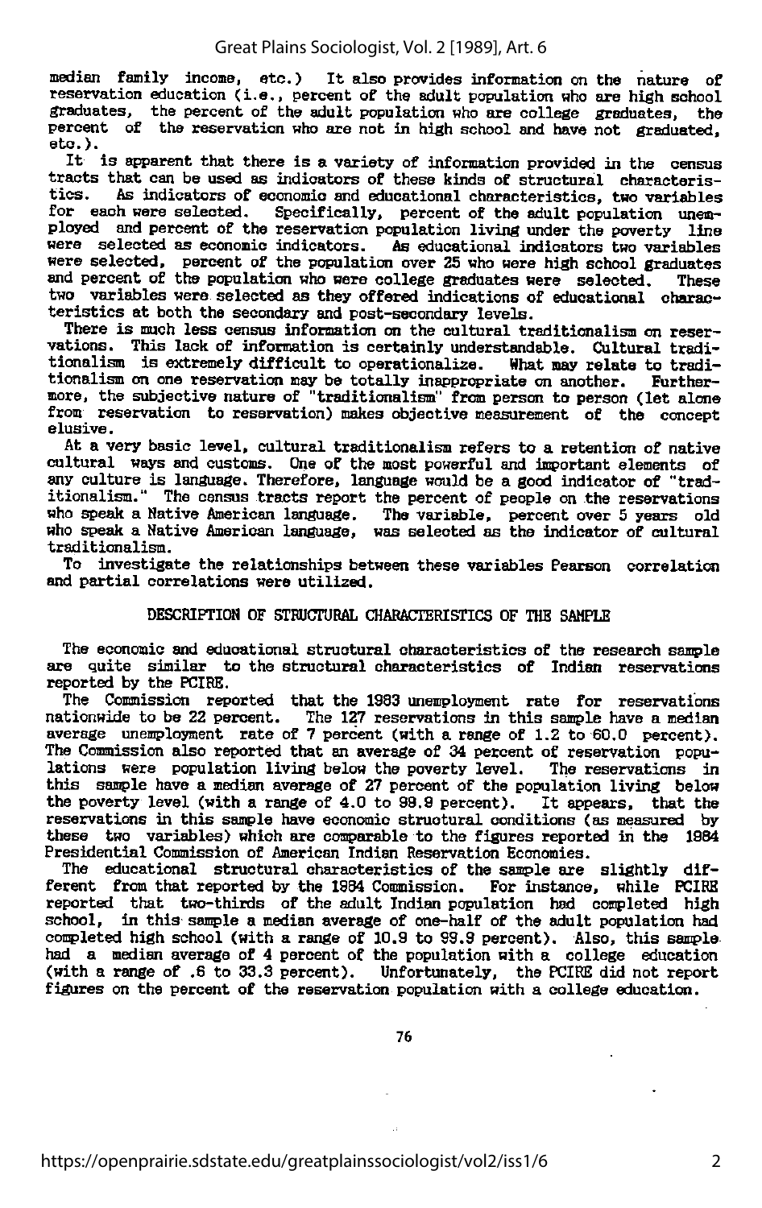median family income, etc.) It also provides information on the nature of reservation education (i.e., percent of the adult population who are high school graduates, the percent of the adult population who are college graduates, the percent of the reservation who are not in high school and have not graduated, etc.).

It is apparent that there is a variety of information provided in the census tracts that can be used as indicators of these kinds of structural characteristics. As indicators of economic and educational characteristics, two variables for each were selected. Specifically, percent of the adult population unemployed and percent of the reservation population living under the poverty line were selected as economic indicators. As educational indicators two variables were selected, percent of the population over 25 who were high school graduates and percent of the population who were college graduates were selected. These two variables were selected as they offered indications of educational characteristics at both the secondary and post-secondary levels.

There is much less census information on the cultural traditionalism on reservations. This lack of information is certainly understandable. Cultural traditionalism is extremely difficult to operationalize. What may relate to traditionalism on one reservation may be totally inappropriate on another. Furthermore, the subjective nature of "traditionalism" from person to person (let alone from reservation to reservation) makes objective measurement of the concept elusive.

At a very basic level, cultural traditionalism refers to a retention of native cultural ways and customs. One of the most powerful and important elements of any culture is language. Therefore, language would be a good indicator of "traditionalism." The census tracts report the percent of people on the reservations who speak a Native American language. The variable, percent over 5 years old who speak a Native American language, was selected as the indicator of cultural traditionalism.

To investigate the relationships between these variables Pearson correlation and partial correlations were utilized.

## DESCRIPTION OF STRUCTURAL CHARACTERISTICS OF THE SAMPLE

The economic and educational structural characteristics of the research sample are quite similar to the structural characteristics of Indian reservations reported by the PCIRE.

The Commission reported that the 1983 unemployment rate for reservations nationwide to be 22 percent. The 127 reservations in this sample have a median average unemployment rate of 7 percent (with a range of 1.2 to 60.0 percent). The Commission also reported that an average of 34 percent of reservation populations were population living below the poverty level. The reservations in this sample have a median average of 27 percent of the population living below the poverty level (with a range of 4.0 to 99.9 percent). It appears, that the reservations in this sample have economic structural conditions (as measured by these two variables) which are comparable to the figures reported in the 1984 Presidential Commission of American Indian Reservation Economies.

The educational structural characteristics of the sample are slightly different from that reported by the 1984 Commission. For instance, while PCIRE reported that two-thirds of the adult Indian population had completed high school, in this sample a median average of one-half of the adult population had completed high school (with a range of 10.9 to 99.9 percent). Also, this sample had a median average of 4 percent of the population with a college education (with a range of .6 to 33.3 percent). Unfortunately, the PCIRE did not report figures on the percent of the reservation population with a college education.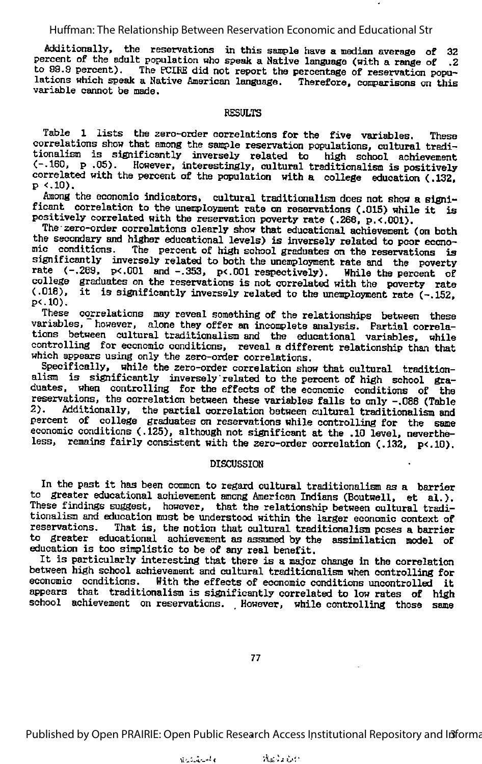Additionally, the reservations in this sample have a median average of 32 percent of the adult population who speak a Native language (with a range of .2 to 99.9 percent). The PCIRE did not report the percentage of reservation populations which speak a Native American language. Therefore, comparisons on this variable cannot be made.

## RESULTS

Table 1 lists the zero-order correlations for the five variables. These correlations show that among the sample reservation populations, cultural traditionalism is significantly inversely related to high school achievement (-.160, p .05). However, interestingly, cultural traditionalism is positively correlated with the percent of the population with a college education (.132, p <.10).

Among the economic indicators, cultural traditionalism does not show a significant correlation to the unemployment rate on reservations (.015) while it is positively correlated with the reservation poverty rate (.268, p.<.001).

The zero-order correlations clearly show that educational achievement (on both the secondary and higher educational levels) is inversely related to poor economic conditions. The percent of high school graduates on the reservations is significantly inversely related to both the unemployment rate and the poverty rate (-.289, p<.001 and -.353, p<.001 respectively). While the percent of college graduates on the reservations is not correlated with the poverty rate (.018), it is significantly inversely related to the unemployment rate (-.152, p<.10).

These correlations may reveal something of the relationships between these variables, however, alone they offer an incomplete analysis. Partial correlations between cultural traditionalism and the educational variables, while controlling for economic conditions, reveal a different relationship than that which appears using only the zero-order correlations.

Specifically, while the zero-order correlation show that cultural traditionalism is significantly inversely related to the percent of high school graduates, when controlling for the effects of the economic conditions of the reservations, the correlation between these variables falls to only -.088 (Table 2). Additionally, the partial correlation between cultural traditionalism and percent of college graduates on reservations while controlling for the same economic conditions (.125), although not significant at the .10 level, nevertheless, remains fairly consistent with the zero-order correlation (.132, p<.10).

## DISCUSSION

In the past it has been common to regard cultural traditionalism as a barrier to greater educational achievement among American Indians (Boutwell, et al.). These findings suggest, however, that the relationship between cultural traditionalism and education must be understood within the larger economic context of reservations. That is, the notion that cultural traditionalism poses a barrier to greater educational achievement as assumed by the assimilation model of education is too simplistic to be of any real benefit.

It is particularly interesting that there is a major change in the correlation between high school achievement and cultural traditionalism when controlling for economic conditions. With the effects of economic conditions uncontrolled it appears that traditionalism is significantly correlated to low rates of high school achievement on reservations. However, while controlling those same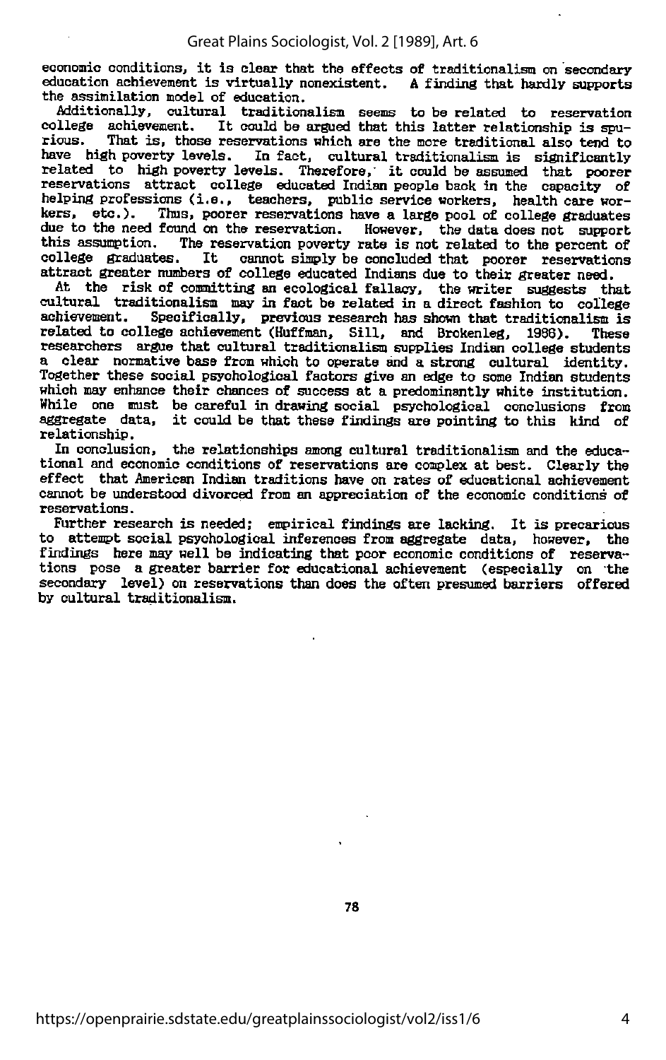economic conditions, it is clear that the effects of traditionalism on secondary education achievement is virtually nonexistent. A finding that hardly supports the assimilation model of education.

Additionally, cultural traditionalism seems to be related to reservation college achievement. It could be argued that this latter relationship is spurious. That is, those reservations which are the more traditional also tend to have high poverty levels. In fact, cultural traditionalism is significantly related to high poverty levels. Therefore, it could be assumed that poorer reservations attract college educated Indian people back in the capacity of helping professions (i.e., teachers, public service workers, health care workers, etc.). Thus, poorer reservations have a large pool of college graduates due to the need found on the reservation. However, the data does not support this assumption. The reservation poverty rate is not related to the percent of college graduates. It cannot simply be concluded that poorer reservations attract greater numbers of college educated Indians due to their greater need.

At the risk of committing an ecological fallacy, the writer suggests that cultural traditionalism may in fact be related in a direct fashion to college achievement. Specifically, previous research has shown that traditionalism is related to college achievement (Huffman, Sill, and Brokenleg, 1986). These researchers argue that cultural traditionalism supplies Indian college students a clear normative base from which to operate and a strong cultural identity. Together these social psychological factors give an edge to some Indian students which may enhance their chances of success at a predominantly white institution. While one must be careful in drawing social psychological conclusions from aggregate data, it could be that these findings are pointing to this kind of relationship.

In conclusion, the relationships among cultural traditionalism and the educational and economic conditions of reservations are complex at best. Clearly the effect that American Indian traditions have on rates of educational achievement cannot be understood divorced from an appreciation of the economic conditions of reservations.

Further research is needed; empirical findings are lacking. It is precarious to attempt social psychological inferences from aggregate data, however, the findings here may well be indicating that poor economic conditions of reservations pose a greater barrier for educational achievement (especially on the secondary level) on reservations than does the often presumed barriers offered by cultural traditionalism.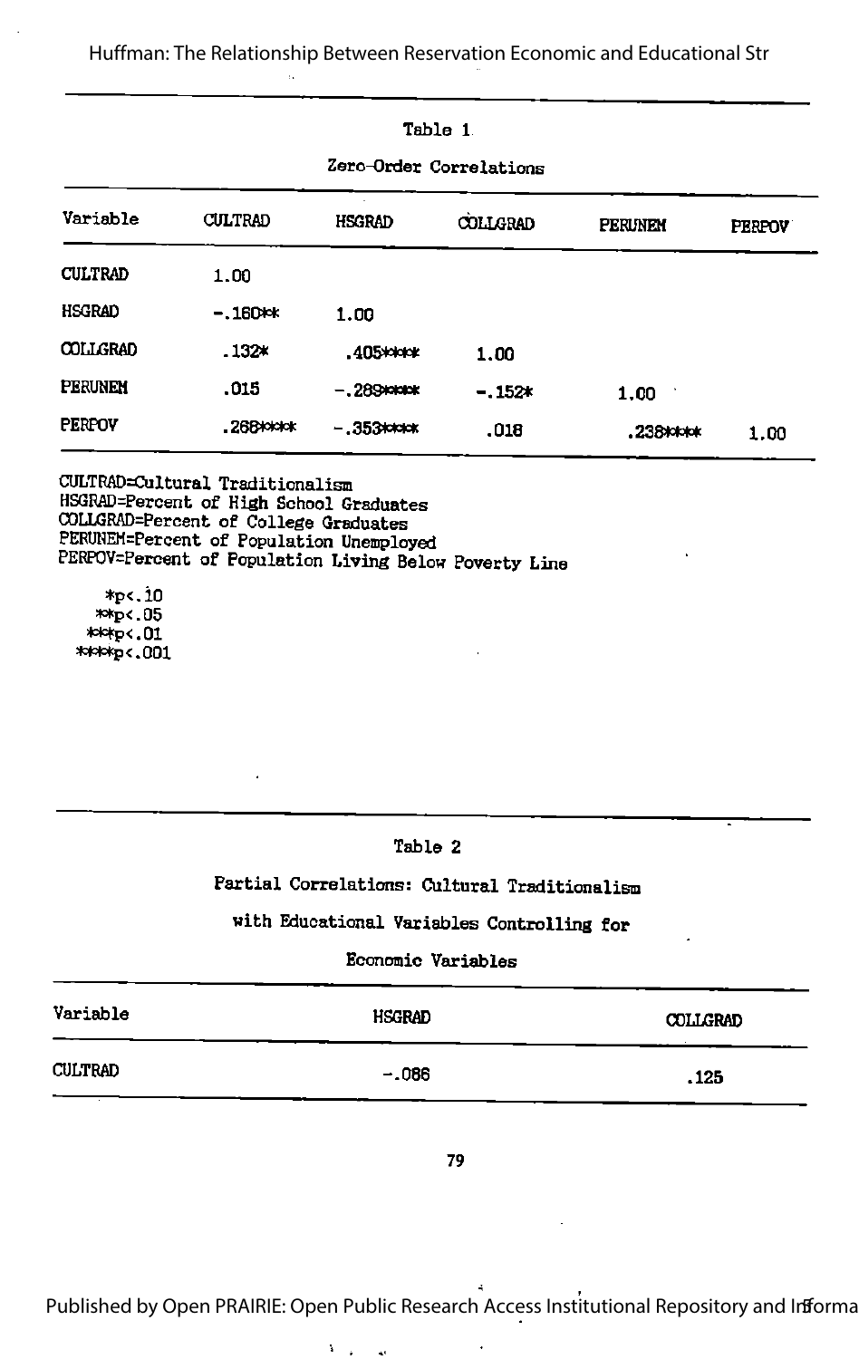Table 1

Zero-Order Correlations

| Variable | CULTRAD | HSGRAD | COLLGRAD | PERUNEM | PERPOV |
|---|---|---|---|---|---|
| CULTRAD | 1.00 | | | | |
| HSGRAD | -.160** | 1.00 | | | |
| COLLGRAD | .132* | .405**** | 1.00 | | |
| PERUNEM | .015 | -.289**** | -.152* | 1.00 | |
| PERPOV | .268**** | -.353**** | .018 | .238**** | 1.00 |

CULTRAD=Cultural Traditionalism
HSGRAD=Percent of High School Graduates
COLLGRAD=Percent of College Graduates
PERUNEM=Percent of Population Unemployed
PERPOV=Percent of Population Living Below Poverty Line

*$p<.10$
**$p<.05$
***$p<.01$
****$p<.001$

Table 2

Partial Correlations: Cultural Traditionalism with Educational Variables Controlling for Economic Variables

| Variable | HSGRAD | COLLGRAD |
|---|---|---|
| CULTRAD | -.086 | .125 |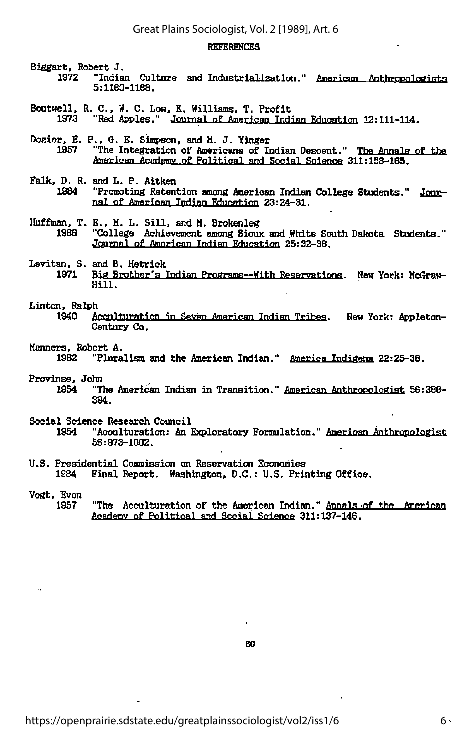## REFERENCES

Biggart, Robert J.
1972 "Indian Culture and Industrialization." American Anthropologists 5:1180-1188.

Boutwell, R. C., W. C. Low, K. Williams, T. Profit
1973 "Red Apples." Journal of American Indian Education 12:111-114.

Dozier, E. P., G. E. Simpson, and M. J. Yinger
1957 "The Integration of Americans of Indian Descent." The Annals of the American Academy of Political and Social Science 311:158-165.

Falk, D. R. and L. P. Aitken
1984 "Promoting Retention among American Indian College Students." Journal of American Indian Education 23:24-31.

Huffman, T. E., M. L. Sill, and M. Brokenleg
1986 "College Achievement among Sioux and White South Dakota Students." Journal of American Indian Education 25:32-38.

Levitan, S. and B. Hetrick
1971 Big Brother's Indian Programs--With Reservations. New York: McGraw-Hill.

Linton, Ralph
1940 Acculturation in Seven American Indian Tribes. New York: Appleton-Century Co.

Manners, Robert A.
1962 "Pluralism and the American Indian." America Indigena 22:25-38.

Provinse, John
1954 "The American Indian in Transition." American Anthropologist 56:388-394.

Social Science Research Council
1954 "Acculturation: An Exploratory Formulation." American Anthropologist 56:973-1002.

U.S. Presidential Commission on Reservation Economies
1984 Final Report. Washington, D.C.: U.S. Printing Office.

Vogt, Evon
1957 "The Acculturation of the American Indian." Annals of the American Academy of Political and Social Science 311:137-146.